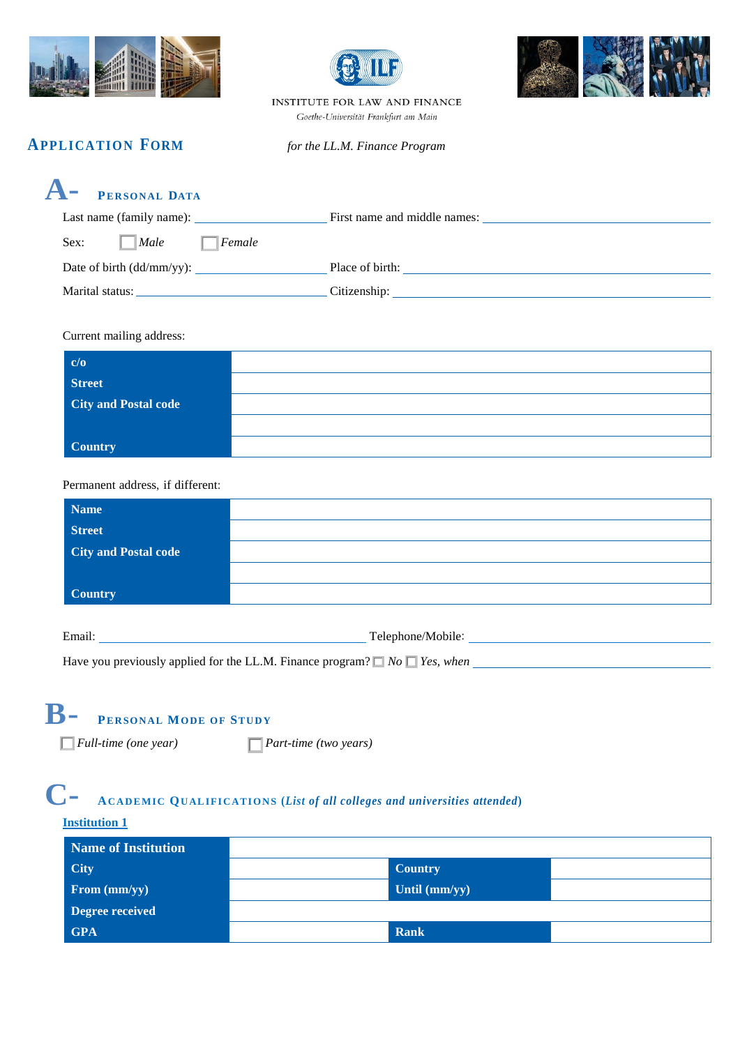INSTITUTE FOR LAW AND FINANCE

*Goethe-Universität Frankfurt am Main*

# APPLICATION FORM

*for the LL.M. Finance Program*

## A- PERSONAL DATA

Last name (family name): ____________________ First name and middle names: ______________________________

Sex: ☐ *Male* ☐ *Female*

Date of birth (dd/mm/yy): ____________________ Place of birth: ______________________________

Marital status: ______________________ Citizenship: ______________________________

Current mailing address:

| | |
|---|---|
| **c/o** | |
| **Street** | |
| **City and Postal code** | |
| | |
| **Country** | |

Permanent address, if different:

| | |
|---|---|
| **Name** | |
| **Street** | |
| **City and Postal code** | |
| | |
| **Country** | |

Email: ______________________________ Telephone/Mobile: ______________________________

Have you previously applied for the LL.M. Finance program? ☐ *No* ☐ *Yes, when* ____________________

## B- PERSONAL MODE OF STUDY

☐ *Full-time (one year)* ☐ *Part-time (two years)*

## C- ACADEMIC QUALIFICATIONS (*List of all colleges and universities attended*)

**Institution 1**

| | | | |
|---|---|---|---|
| **Name of Institution** | | | |
| **City** | | **Country** | |
| **From (mm/yy)** | | **Until (mm/yy)** | |
| **Degree received** | | | |
| **GPA** | | **Rank** | |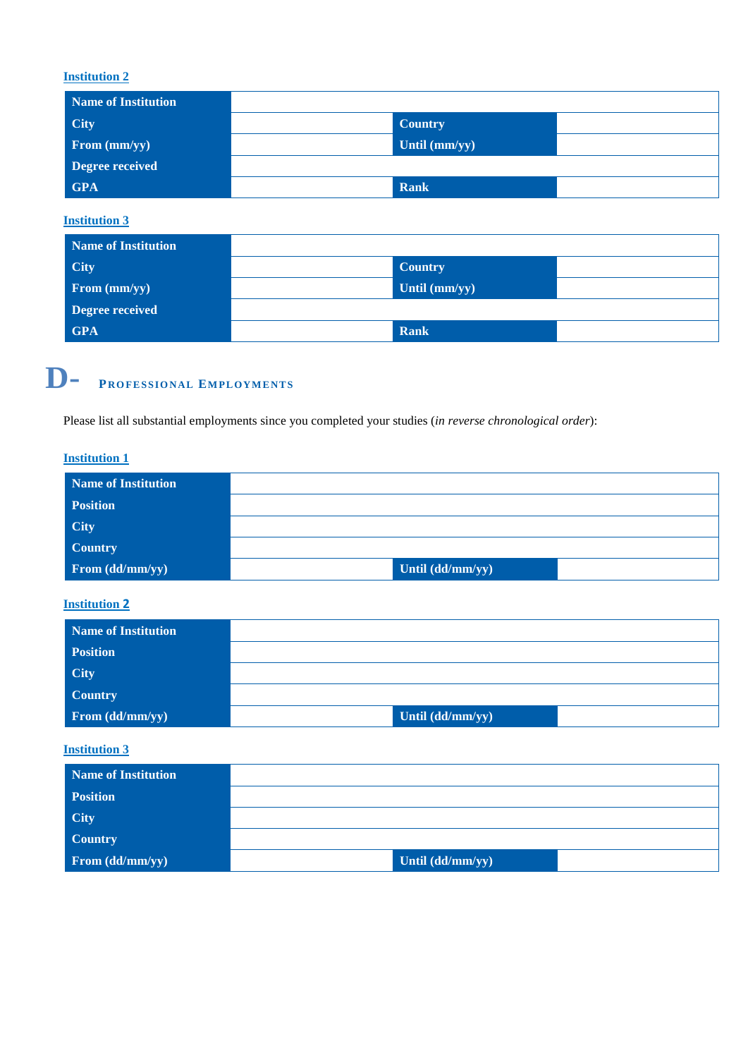**Institution 2**

| Name of Institution | | | |
|---|---|---|---|
| City | | Country | |
| From (mm/yy) | | Until (mm/yy) | |
| Degree received | | | |
| GPA | | Rank | |

**Institution 3**

| Name of Institution | | | |
|---|---|---|---|
| City | | Country | |
| From (mm/yy) | | Until (mm/yy) | |
| Degree received | | | |
| GPA | | Rank | |

## D- Professional Employments

Please list all substantial employments since you completed your studies (*in reverse chronological order*):

**Institution 1**

| Name of Institution | | | |
|---|---|---|---|
| Position | | | |
| City | | | |
| Country | | | |
| From (dd/mm/yy) | | Until (dd/mm/yy) | |

**Institution 2**

| Name of Institution | | | |
|---|---|---|---|
| Position | | | |
| City | | | |
| Country | | | |
| From (dd/mm/yy) | | Until (dd/mm/yy) | |

**Institution 3**

| Name of Institution | | | |
|---|---|---|---|
| Position | | | |
| City | | | |
| Country | | | |
| From (dd/mm/yy) | | Until (dd/mm/yy) | |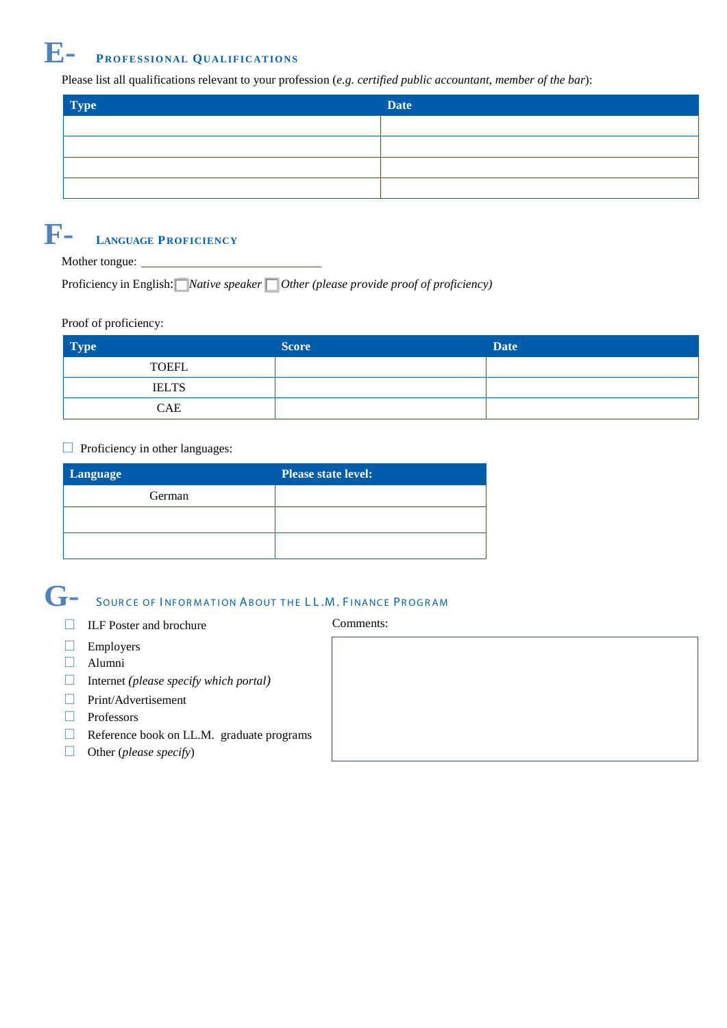## E- Professional Qualifications

Please list all qualifications relevant to your profession (*e.g. certified public accountant, member of the bar*):

| Type | Date |
|---|---|
| | |
| | |
| | |
| | |

## F- Language Proficiency

Mother tongue: ______________________________

Proficiency in English: ☐ *Native speaker* ☐ *Other (please provide proof of proficiency)*

Proof of proficiency:

| Type | Score | Date |
|---|---|---|
| TOEFL | | |
| IELTS | | |
| CAE | | |

☐ Proficiency in other languages:

| Language | Please state level: |
|---|---|
| German | |
| | |
| | |

## G- Source of Information About the LL.M. Finance Program

☐ ILF Poster and brochure
☐ Employers
☐ Alumni
☐ Internet *(please specify which portal)*
☐ Print/Advertisement
☐ Professors
☐ Reference book on LL.M. graduate programs
☐ Other (*please specify*)

Comments: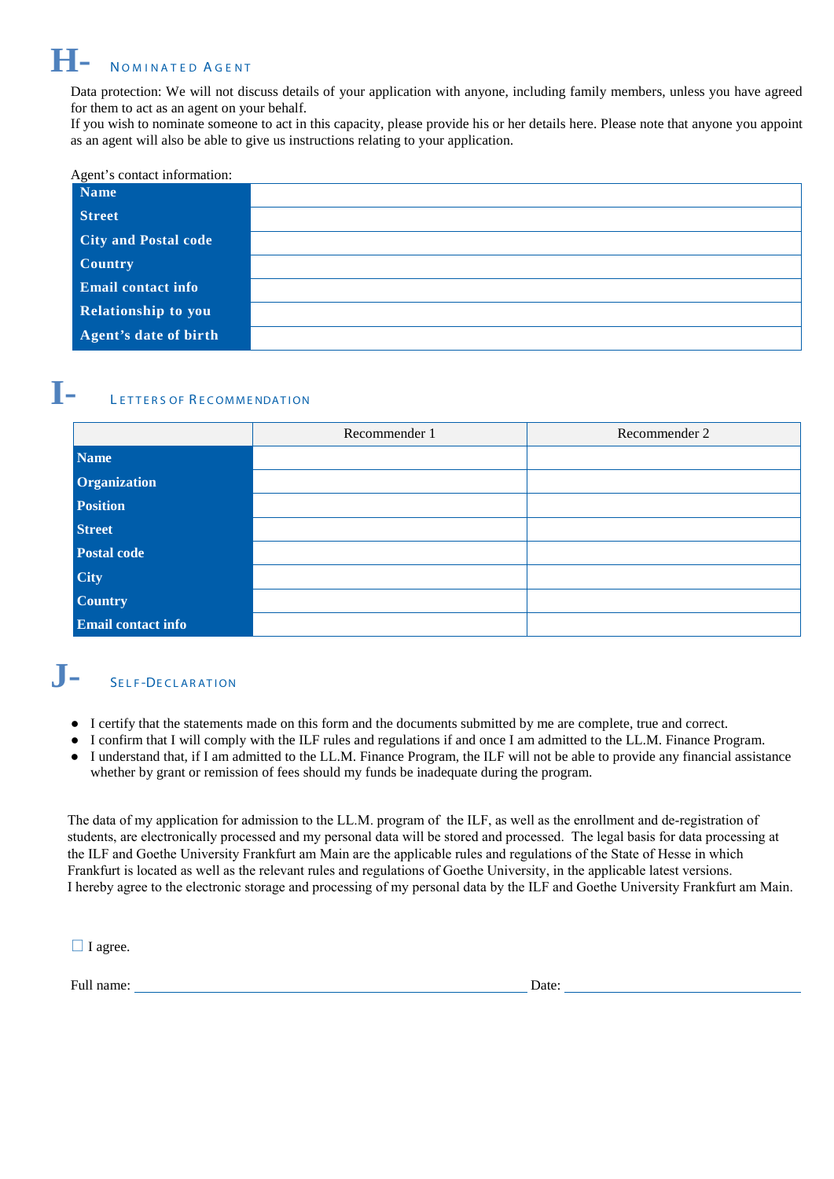## H- Nominated Agent

Data protection: We will not discuss details of your application with anyone, including family members, unless you have agreed for them to act as an agent on your behalf.
If you wish to nominate someone to act in this capacity, please provide his or her details here. Please note that anyone you appoint as an agent will also be able to give us instructions relating to your application.

Agent's contact information:

| | |
|---|---|
| **Name** | |
| **Street** | |
| **City and Postal code** | |
| **Country** | |
| **Email contact info** | |
| **Relationship to you** | |
| **Agent's date of birth** | |

## I- Letters of Recommendation

| | Recommender 1 | Recommender 2 |
|---|---|---|
| **Name** | | |
| **Organization** | | |
| **Position** | | |
| **Street** | | |
| **Postal code** | | |
| **City** | | |
| **Country** | | |
| **Email contact info** | | |

## J- Self-Declaration

- I certify that the statements made on this form and the documents submitted by me are complete, true and correct.
- I confirm that I will comply with the ILF rules and regulations if and once I am admitted to the LL.M. Finance Program.
- I understand that, if I am admitted to the LL.M. Finance Program, the ILF will not be able to provide any financial assistance whether by grant or remission of fees should my funds be inadequate during the program.

The data of my application for admission to the LL.M. program of the ILF, as well as the enrollment and de-registration of students, are electronically processed and my personal data will be stored and processed. The legal basis for data processing at the ILF and Goethe University Frankfurt am Main are the applicable rules and regulations of the State of Hesse in which Frankfurt is located as well as the relevant rules and regulations of Goethe University, in the applicable latest versions.
I hereby agree to the electronic storage and processing of my personal data by the ILF and Goethe University Frankfurt am Main.

☐ I agree.

Full name: ______________________________ Date: ________________